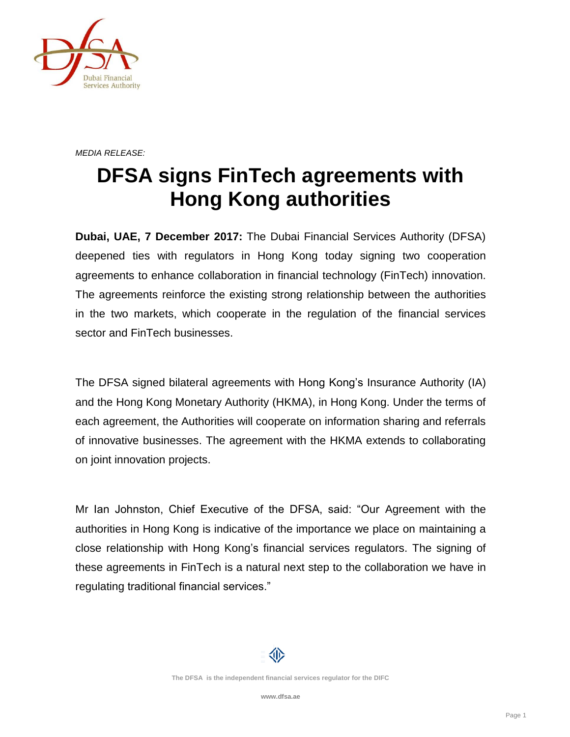*MEDIA RELEASE:*

# DFSA signs FinTech agreements with Hong Kong authorities

**Dubai, UAE, 7 December 2017:** The Dubai Financial Services Authority (DFSA) deepened ties with regulators in Hong Kong today signing two cooperation agreements to enhance collaboration in financial technology (FinTech) innovation. The agreements reinforce the existing strong relationship between the authorities in the two markets, which cooperate in the regulation of the financial services sector and FinTech businesses.

The DFSA signed bilateral agreements with Hong Kong's Insurance Authority (IA) and the Hong Kong Monetary Authority (HKMA), in Hong Kong. Under the terms of each agreement, the Authorities will cooperate on information sharing and referrals of innovative businesses. The agreement with the HKMA extends to collaborating on joint innovation projects.

Mr Ian Johnston, Chief Executive of the DFSA, said: "Our Agreement with the authorities in Hong Kong is indicative of the importance we place on maintaining a close relationship with Hong Kong's financial services regulators. The signing of these agreements in FinTech is a natural next step to the collaboration we have in regulating traditional financial services."

The DFSA is the independent financial services regulator for the DIFC

www.dfsa.ae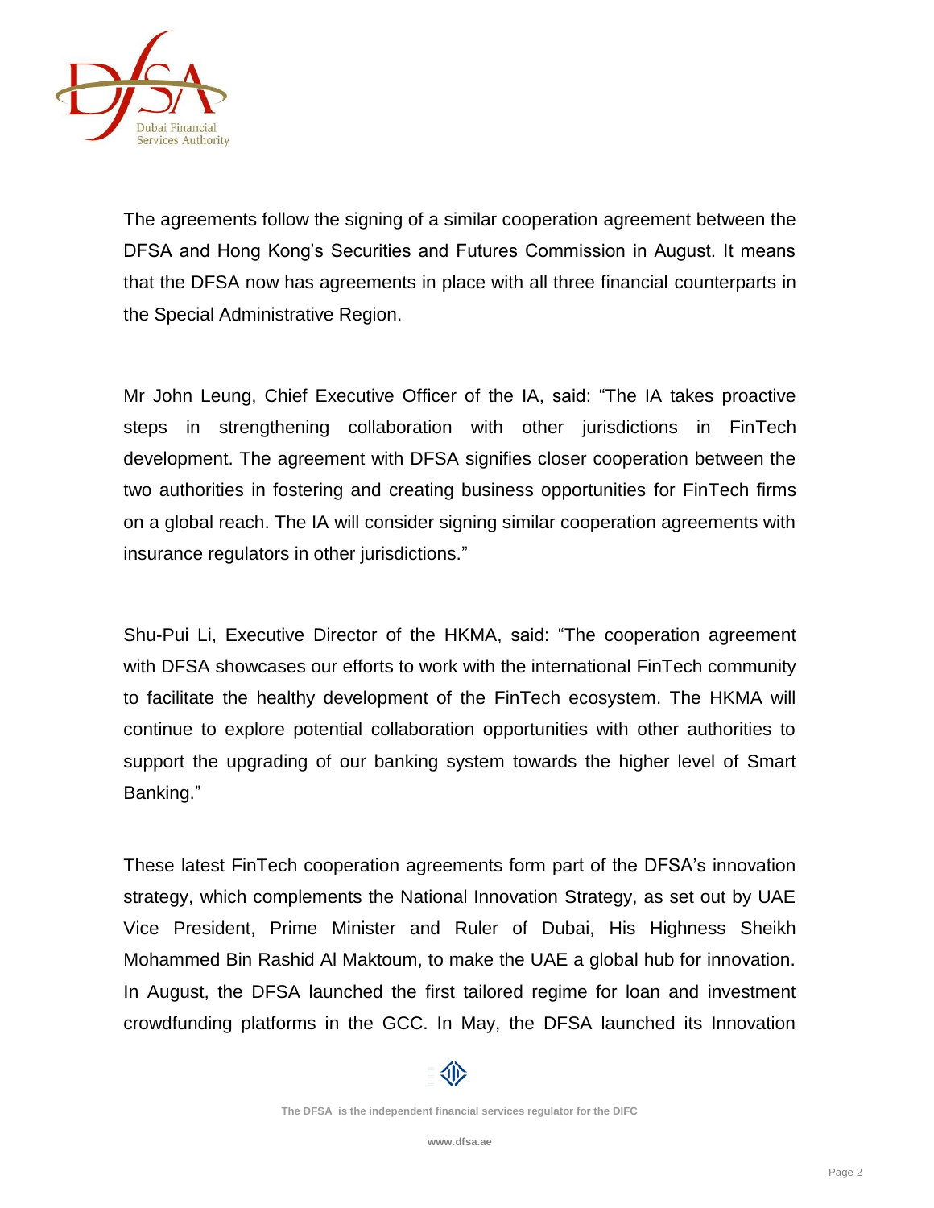The agreements follow the signing of a similar cooperation agreement between the DFSA and Hong Kong's Securities and Futures Commission in August. It means that the DFSA now has agreements in place with all three financial counterparts in the Special Administrative Region.

Mr John Leung, Chief Executive Officer of the IA, said: "The IA takes proactive steps in strengthening collaboration with other jurisdictions in FinTech development. The agreement with DFSA signifies closer cooperation between the two authorities in fostering and creating business opportunities for FinTech firms on a global reach. The IA will consider signing similar cooperation agreements with insurance regulators in other jurisdictions."

Shu-Pui Li, Executive Director of the HKMA, said: "The cooperation agreement with DFSA showcases our efforts to work with the international FinTech community to facilitate the healthy development of the FinTech ecosystem. The HKMA will continue to explore potential collaboration opportunities with other authorities to support the upgrading of our banking system towards the higher level of Smart Banking."

These latest FinTech cooperation agreements form part of the DFSA's innovation strategy, which complements the National Innovation Strategy, as set out by UAE Vice President, Prime Minister and Ruler of Dubai, His Highness Sheikh Mohammed Bin Rashid Al Maktoum, to make the UAE a global hub for innovation. In August, the DFSA launched the first tailored regime for loan and investment crowdfunding platforms in the GCC. In May, the DFSA launched its Innovation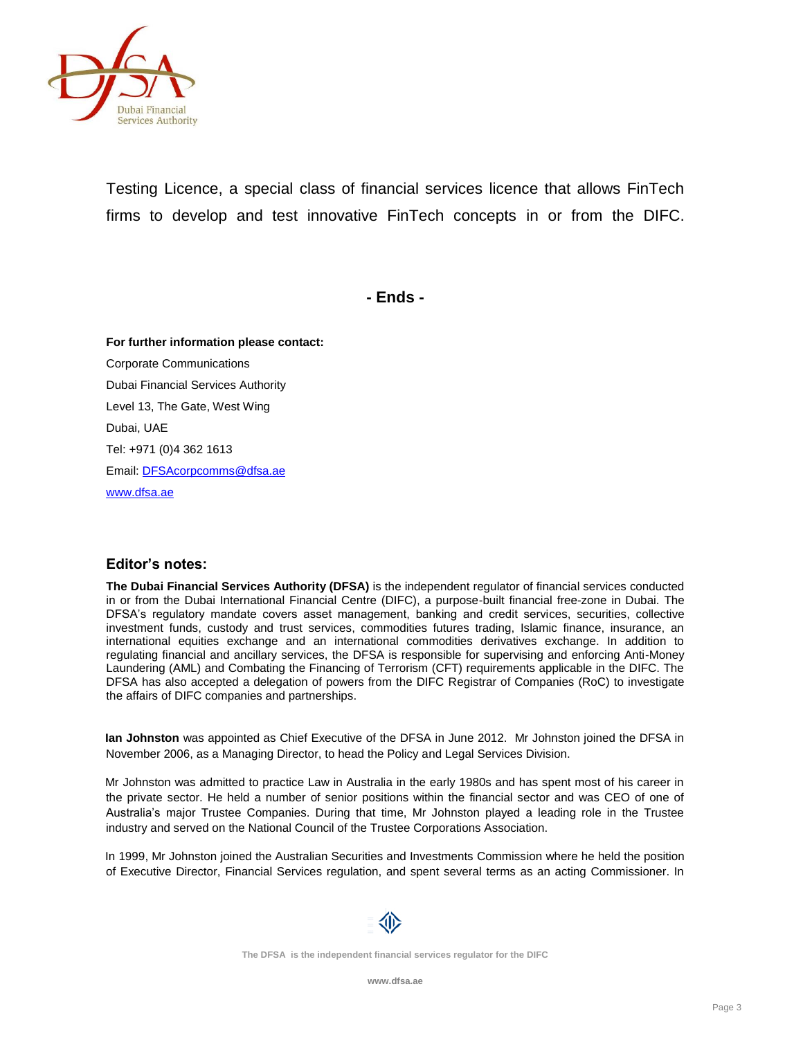Testing Licence, a special class of financial services licence that allows FinTech firms to develop and test innovative FinTech concepts in or from the DIFC.

**- Ends -**

**For further information please contact:**

Corporate Communications

Dubai Financial Services Authority

Level 13, The Gate, West Wing

Dubai, UAE

Tel: +971 (0)4 362 1613

Email: DFSAcorpcomms@dfsa.ae

www.dfsa.ae

## Editor's notes:

**The Dubai Financial Services Authority (DFSA)** is the independent regulator of financial services conducted in or from the Dubai International Financial Centre (DIFC), a purpose-built financial free-zone in Dubai. The DFSA's regulatory mandate covers asset management, banking and credit services, securities, collective investment funds, custody and trust services, commodities futures trading, Islamic finance, insurance, an international equities exchange and an international commodities derivatives exchange. In addition to regulating financial and ancillary services, the DFSA is responsible for supervising and enforcing Anti-Money Laundering (AML) and Combating the Financing of Terrorism (CFT) requirements applicable in the DIFC. The DFSA has also accepted a delegation of powers from the DIFC Registrar of Companies (RoC) to investigate the affairs of DIFC companies and partnerships.

**Ian Johnston** was appointed as Chief Executive of the DFSA in June 2012. Mr Johnston joined the DFSA in November 2006, as a Managing Director, to head the Policy and Legal Services Division.

Mr Johnston was admitted to practice Law in Australia in the early 1980s and has spent most of his career in the private sector. He held a number of senior positions within the financial sector and was CEO of one of Australia's major Trustee Companies. During that time, Mr Johnston played a leading role in the Trustee industry and served on the National Council of the Trustee Corporations Association.

In 1999, Mr Johnston joined the Australian Securities and Investments Commission where he held the position of Executive Director, Financial Services regulation, and spent several terms as an acting Commissioner. In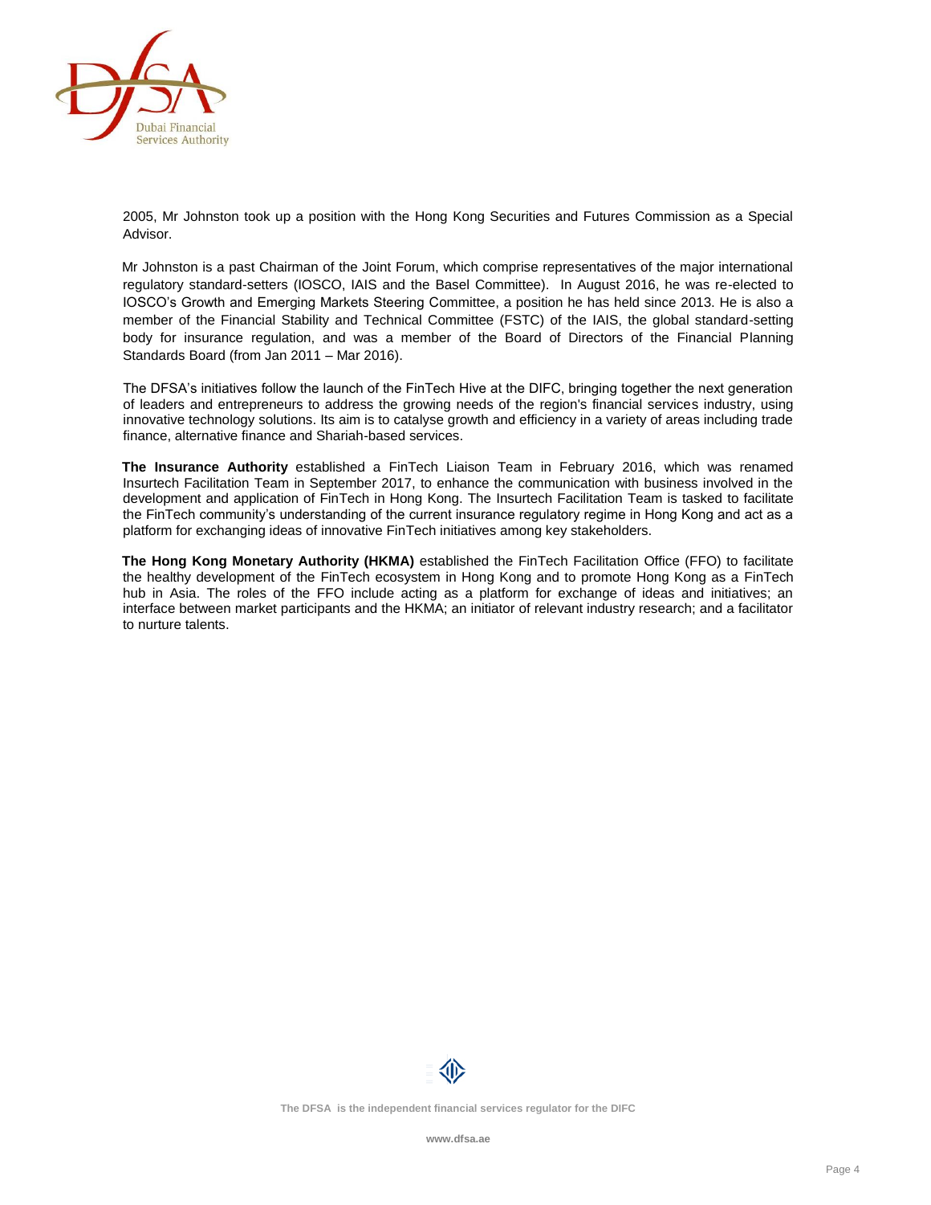2005, Mr Johnston took up a position with the Hong Kong Securities and Futures Commission as a Special Advisor.

Mr Johnston is a past Chairman of the Joint Forum, which comprise representatives of the major international regulatory standard-setters (IOSCO, IAIS and the Basel Committee). In August 2016, he was re-elected to IOSCO's Growth and Emerging Markets Steering Committee, a position he has held since 2013. He is also a member of the Financial Stability and Technical Committee (FSTC) of the IAIS, the global standard-setting body for insurance regulation, and was a member of the Board of Directors of the Financial Planning Standards Board (from Jan 2011 – Mar 2016).

The DFSA's initiatives follow the launch of the FinTech Hive at the DIFC, bringing together the next generation of leaders and entrepreneurs to address the growing needs of the region's financial services industry, using innovative technology solutions. Its aim is to catalyse growth and efficiency in a variety of areas including trade finance, alternative finance and Shariah-based services.

**The Insurance Authority** established a FinTech Liaison Team in February 2016, which was renamed Insurtech Facilitation Team in September 2017, to enhance the communication with business involved in the development and application of FinTech in Hong Kong. The Insurtech Facilitation Team is tasked to facilitate the FinTech community's understanding of the current insurance regulatory regime in Hong Kong and act as a platform for exchanging ideas of innovative FinTech initiatives among key stakeholders.

**The Hong Kong Monetary Authority (HKMA)** established the FinTech Facilitation Office (FFO) to facilitate the healthy development of the FinTech ecosystem in Hong Kong and to promote Hong Kong as a FinTech hub in Asia. The roles of the FFO include acting as a platform for exchange of ideas and initiatives; an interface between market participants and the HKMA; an initiator of relevant industry research; and a facilitator to nurture talents.